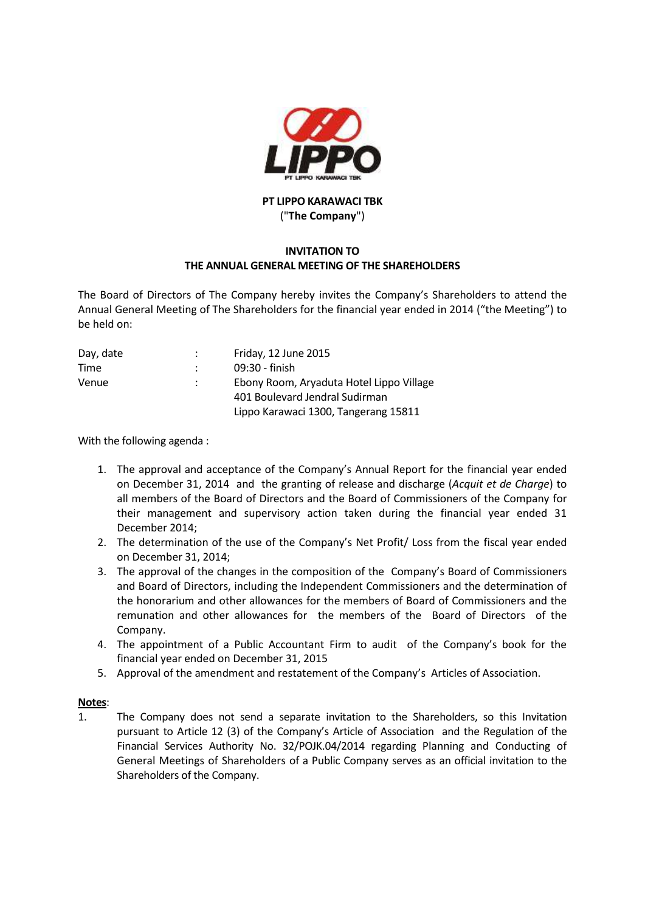**PT LIPPO KARAWACI TBK**
("**The Company**")

**INVITATION TO**
**THE ANNUAL GENERAL MEETING OF THE SHAREHOLDERS**

The Board of Directors of The Company hereby invites the Company's Shareholders to attend the Annual General Meeting of The Shareholders for the financial year ended in 2014 ("the Meeting") to be held on:

| | | |
|---|---|---|
| Day, date | : | Friday, 12 June 2015 |
| Time | : | 09:30 - finish |
| Venue | : | Ebony Room, Aryaduta Hotel Lippo Village<br>401 Boulevard Jendral Sudirman<br>Lippo Karawaci 1300, Tangerang 15811 |

With the following agenda :

1. The approval and acceptance of the Company's Annual Report for the financial year ended on December 31, 2014 and the granting of release and discharge (*Acquit et de Charge*) to all members of the Board of Directors and the Board of Commissioners of the Company for their management and supervisory action taken during the financial year ended 31 December 2014;
2. The determination of the use of the Company's Net Profit/ Loss from the fiscal year ended on December 31, 2014;
3. The approval of the changes in the composition of the Company's Board of Commissioners and Board of Directors, including the Independent Commissioners and the determination of the honorarium and other allowances for the members of Board of Commissioners and the remunation and other allowances for the members of the Board of Directors of the Company.
4. The appointment of a Public Accountant Firm to audit of the Company's book for the financial year ended on December 31, 2015
5. Approval of the amendment and restatement of the Company's Articles of Association.

**Notes**:

1. The Company does not send a separate invitation to the Shareholders, so this Invitation pursuant to Article 12 (3) of the Company's Article of Association and the Regulation of the Financial Services Authority No. 32/POJK.04/2014 regarding Planning and Conducting of General Meetings of Shareholders of a Public Company serves as an official invitation to the Shareholders of the Company.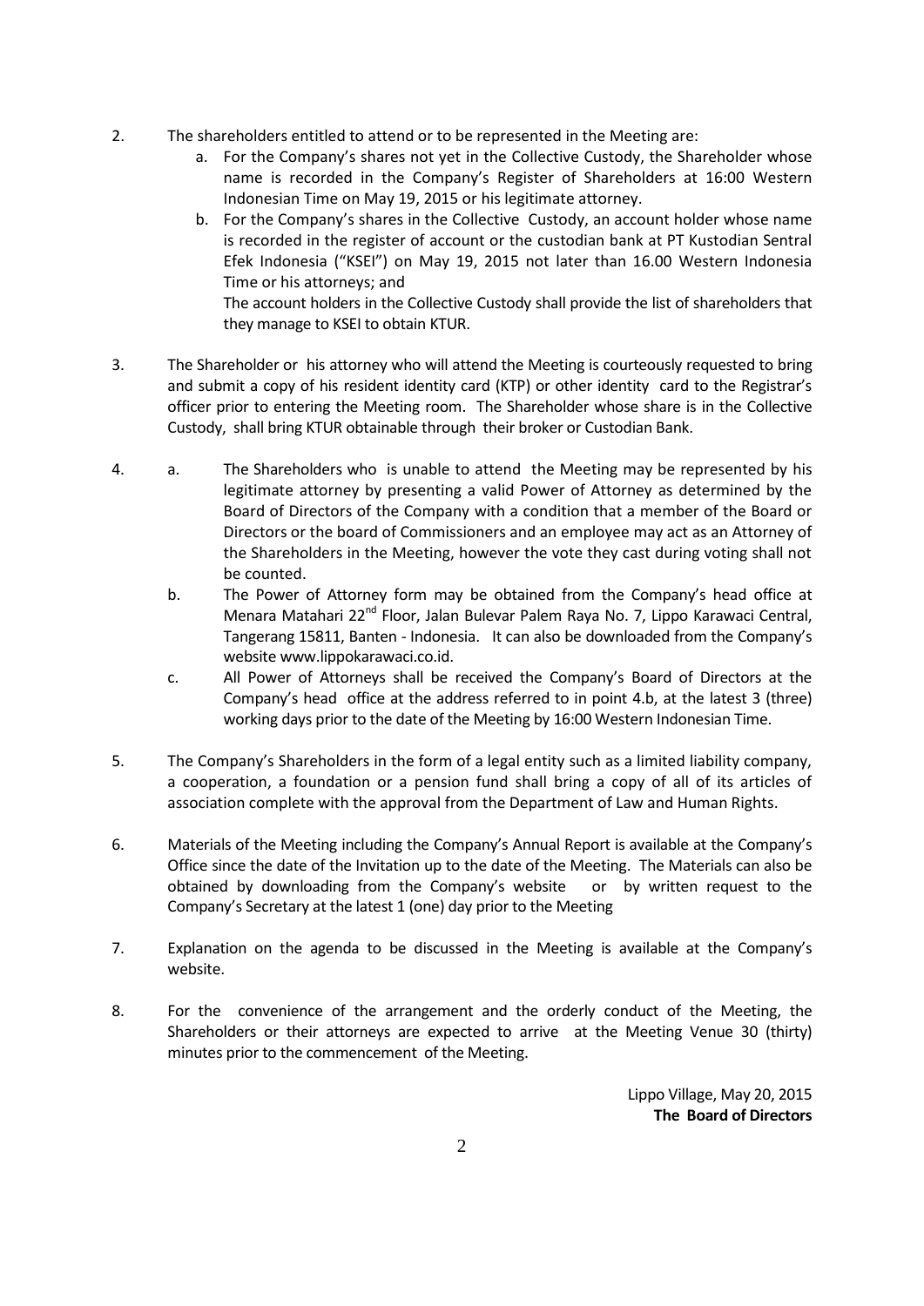2. The shareholders entitled to attend or to be represented in the Meeting are:
   a. For the Company's shares not yet in the Collective Custody, the Shareholder whose name is recorded in the Company's Register of Shareholders at 16:00 Western Indonesian Time on May 19, 2015 or his legitimate attorney.
   b. For the Company's shares in the Collective Custody, an account holder whose name is recorded in the register of account or the custodian bank at PT Kustodian Sentral Efek Indonesia ("KSEI") on May 19, 2015 not later than 16.00 Western Indonesia Time or his attorneys; and

      The account holders in the Collective Custody shall provide the list of shareholders that they manage to KSEI to obtain KTUR.

3. The Shareholder or his attorney who will attend the Meeting is courteously requested to bring and submit a copy of his resident identity card (KTP) or other identity card to the Registrar's officer prior to entering the Meeting room. The Shareholder whose share is in the Collective Custody, shall bring KTUR obtainable through their broker or Custodian Bank.

4. a. The Shareholders who is unable to attend the Meeting may be represented by his legitimate attorney by presenting a valid Power of Attorney as determined by the Board of Directors of the Company with a condition that a member of the Board or Directors or the board of Commissioners and an employee may act as an Attorney of the Shareholders in the Meeting, however the vote they cast during voting shall not be counted.
   b. The Power of Attorney form may be obtained from the Company's head office at Menara Matahari 22nd Floor, Jalan Bulevar Palem Raya No. 7, Lippo Karawaci Central, Tangerang 15811, Banten - Indonesia. It can also be downloaded from the Company's website www.lippokarawaci.co.id.
   c. All Power of Attorneys shall be received the Company's Board of Directors at the Company's head office at the address referred to in point 4.b, at the latest 3 (three) working days prior to the date of the Meeting by 16:00 Western Indonesian Time.

5. The Company's Shareholders in the form of a legal entity such as a limited liability company, a cooperation, a foundation or a pension fund shall bring a copy of all of its articles of association complete with the approval from the Department of Law and Human Rights.

6. Materials of the Meeting including the Company's Annual Report is available at the Company's Office since the date of the Invitation up to the date of the Meeting. The Materials can also be obtained by downloading from the Company's website or by written request to the Company's Secretary at the latest 1 (one) day prior to the Meeting

7. Explanation on the agenda to be discussed in the Meeting is available at the Company's website.

8. For the convenience of the arrangement and the orderly conduct of the Meeting, the Shareholders or their attorneys are expected to arrive at the Meeting Venue 30 (thirty) minutes prior to the commencement of the Meeting.

Lippo Village, May 20, 2015

**The Board of Directors**